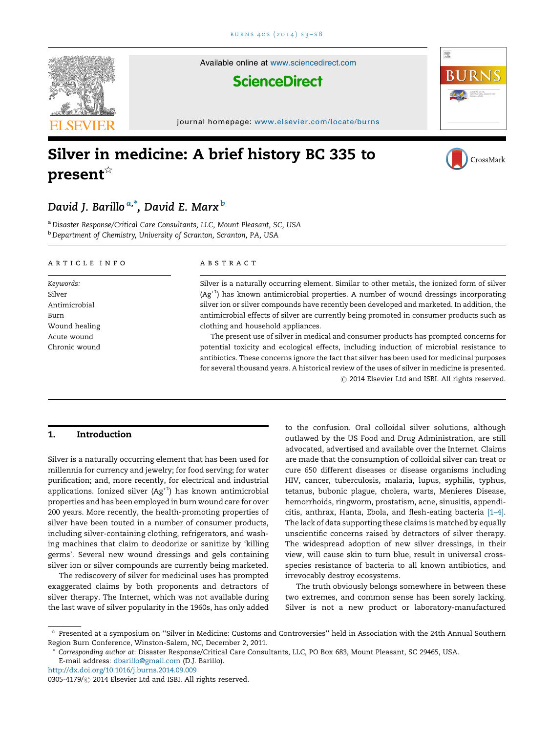# Silver in medicine: A brief history BC 335 to present ☆

*David J. Barillo* [a,*], *David E. Marx* [b]

[a] *Disaster Response/Critical Care Consultants, LLC, Mount Pleasant, SC, USA*
[b] *Department of Chemistry, University of Scranton, Scranton, PA, USA*

**ARTICLE INFO**

*Keywords:*
Silver
Antimicrobial
Burn
Wound healing
Acute wound
Chronic wound

**ABSTRACT**

Silver is a naturally occurring element. Similar to other metals, the ionized form of silver ($Ag^{+1}$) has known antimicrobial properties. A number of wound dressings incorporating silver ion or silver compounds have recently been developed and marketed. In addition, the antimicrobial effects of silver are currently being promoted in consumer products such as clothing and household appliances.

The present use of silver in medical and consumer products has prompted concerns for potential toxicity and ecological effects, including induction of microbial resistance to antibiotics. These concerns ignore the fact that silver has been used for medicinal purposes for several thousand years. A historical review of the uses of silver in medicine is presented.

© 2014 Elsevier Ltd and ISBI. All rights reserved.

## 1. Introduction

Silver is a naturally occurring element that has been used for millennia for currency and jewelry; for food serving; for water purification; and, more recently, for electrical and industrial applications. Ionized silver ($Ag^{+1}$) has known antimicrobial properties and has been employed in burn wound care for over 200 years. More recently, the health-promoting properties of silver have been touted in a number of consumer products, including silver-containing clothing, refrigerators, and washing machines that claim to deodorize or sanitize by 'killing germs'. Several new wound dressings and gels containing silver ion or silver compounds are currently being marketed.

The rediscovery of silver for medicinal uses has prompted exaggerated claims by both proponents and detractors of silver therapy. The Internet, which was not available during the last wave of silver popularity in the 1960s, has only added to the confusion. Oral colloidal silver solutions, although outlawed by the US Food and Drug Administration, are still advocated, advertised and available over the Internet. Claims are made that the consumption of colloidal silver can treat or cure 650 different diseases or disease organisms including HIV, cancer, tuberculosis, malaria, lupus, syphilis, typhus, tetanus, bubonic plague, cholera, warts, Menieres Disease, hemorrhoids, ringworm, prostatism, acne, sinusitis, appendicitis, anthrax, Hanta, Ebola, and flesh-eating bacteria [1–4]. The lack of data supporting these claims is matched by equally unscientific concerns raised by detractors of silver therapy. The widespread adoption of new silver dressings, in their view, will cause skin to turn blue, result in universal cross-species resistance of bacteria to all known antibiotics, and irrevocably destroy ecosystems.

The truth obviously belongs somewhere in between these two extremes, and common sense has been sorely lacking. Silver is not a new product or laboratory-manufactured

---

☆ Presented at a symposium on ''Silver in Medicine: Customs and Controversies'' held in Association with the 24th Annual Southern Region Burn Conference, Winston-Salem, NC, December 2, 2011.

\* *Corresponding author at*: Disaster Response/Critical Care Consultants, LLC, PO Box 683, Mount Pleasant, SC 29465, USA.
E-mail address: dbarillo@gmail.com (D.J. Barillo).

http://dx.doi.org/10.1016/j.burns.2014.09.009
0305-4179/© 2014 Elsevier Ltd and ISBI. All rights reserved.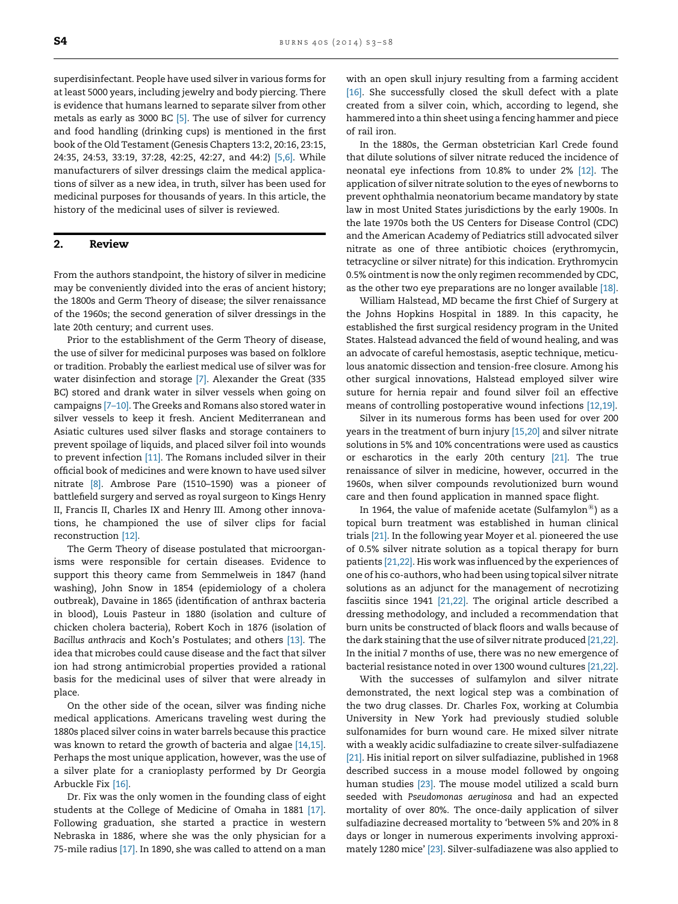superdisinfectant. People have used silver in various forms for at least 5000 years, including jewelry and body piercing. There is evidence that humans learned to separate silver from other metals as early as 3000 BC [5]. The use of silver for currency and food handling (drinking cups) is mentioned in the first book of the Old Testament (Genesis Chapters 13:2, 20:16, 23:15, 24:35, 24:53, 33:19, 37:28, 42:25, 42:27, and 44:2) [5,6]. While manufacturers of silver dressings claim the medical applications of silver as a new idea, in truth, silver has been used for medicinal purposes for thousands of years. In this article, the history of the medicinal uses of silver is reviewed.

## 2. Review

From the authors standpoint, the history of silver in medicine may be conveniently divided into the eras of ancient history; the 1800s and Germ Theory of disease; the silver renaissance of the 1960s; the second generation of silver dressings in the late 20th century; and current uses.

Prior to the establishment of the Germ Theory of disease, the use of silver for medicinal purposes was based on folklore or tradition. Probably the earliest medical use of silver was for water disinfection and storage [7]. Alexander the Great (335 BC) stored and drank water in silver vessels when going on campaigns [7–10]. The Greeks and Romans also stored water in silver vessels to keep it fresh. Ancient Mediterranean and Asiatic cultures used silver flasks and storage containers to prevent spoilage of liquids, and placed silver foil into wounds to prevent infection [11]. The Romans included silver in their official book of medicines and were known to have used silver nitrate [8]. Ambrose Pare (1510–1590) was a pioneer of battlefield surgery and served as royal surgeon to Kings Henry II, Francis II, Charles IX and Henry III. Among other innovations, he championed the use of silver clips for facial reconstruction [12].

The Germ Theory of disease postulated that microorganisms were responsible for certain diseases. Evidence to support this theory came from Semmelweis in 1847 (hand washing), John Snow in 1854 (epidemiology of a cholera outbreak), Davaine in 1865 (identification of anthrax bacteria in blood), Louis Pasteur in 1880 (isolation and culture of chicken cholera bacteria), Robert Koch in 1876 (isolation of *Bacillus anthracis* and Koch's Postulates; and others [13]. The idea that microbes could cause disease and the fact that silver ion had strong antimicrobial properties provided a rational basis for the medicinal uses of silver that were already in place.

On the other side of the ocean, silver was finding niche medical applications. Americans traveling west during the 1880s placed silver coins in water barrels because this practice was known to retard the growth of bacteria and algae [14,15]. Perhaps the most unique application, however, was the use of a silver plate for a cranioplasty performed by Dr Georgia Arbuckle Fix [16].

Dr. Fix was the only women in the founding class of eight students at the College of Medicine of Omaha in 1881 [17]. Following graduation, she started a practice in western Nebraska in 1886, where she was the only physician for a 75-mile radius [17]. In 1890, she was called to attend on a man with an open skull injury resulting from a farming accident [16]. She successfully closed the skull defect with a plate created from a silver coin, which, according to legend, she hammered into a thin sheet using a fencing hammer and piece of rail iron.

In the 1880s, the German obstetrician Karl Crede found that dilute solutions of silver nitrate reduced the incidence of neonatal eye infections from 10.8% to under 2% [12]. The application of silver nitrate solution to the eyes of newborns to prevent ophthalmia neonatorium became mandatory by state law in most United States jurisdictions by the early 1900s. In the late 1970s both the US Centers for Disease Control (CDC) and the American Academy of Pediatrics still advocated silver nitrate as one of three antibiotic choices (erythromycin, tetracycline or silver nitrate) for this indication. Erythromycin 0.5% ointment is now the only regimen recommended by CDC, as the other two eye preparations are no longer available [18].

William Halstead, MD became the first Chief of Surgery at the Johns Hopkins Hospital in 1889. In this capacity, he established the first surgical residency program in the United States. Halstead advanced the field of wound healing, and was an advocate of careful hemostasis, aseptic technique, meticulous anatomic dissection and tension-free closure. Among his other surgical innovations, Halstead employed silver wire suture for hernia repair and found silver foil an effective means of controlling postoperative wound infections [12,19].

Silver in its numerous forms has been used for over 200 years in the treatment of burn injury [15,20] and silver nitrate solutions in 5% and 10% concentrations were used as caustics or escharotics in the early 20th century [21]. The true renaissance of silver in medicine, however, occurred in the 1960s, when silver compounds revolutionized burn wound care and then found application in manned space flight.

In 1964, the value of mafenide acetate (Sulfamylon®) as a topical burn treatment was established in human clinical trials [21]. In the following year Moyer et al. pioneered the use of 0.5% silver nitrate solution as a topical therapy for burn patients [21,22]. His work was influenced by the experiences of one of his co-authors, who had been using topical silver nitrate solutions as an adjunct for the management of necrotizing fasciitis since 1941 [21,22]. The original article described a dressing methodology, and included a recommendation that burn units be constructed of black floors and walls because of the dark staining that the use of silver nitrate produced [21,22]. In the initial 7 months of use, there was no new emergence of bacterial resistance noted in over 1300 wound cultures [21,22].

With the successes of sulfamylon and silver nitrate demonstrated, the next logical step was a combination of the two drug classes. Dr. Charles Fox, working at Columbia University in New York had previously studied soluble sulfonamides for burn wound care. He mixed silver nitrate with a weakly acidic sulfadiazine to create silver-sulfadiazene [21]. His initial report on silver sulfadiazine, published in 1968 described success in a mouse model followed by ongoing human studies [23]. The mouse model utilized a scald burn seeded with *Pseudomonas aeruginosa* and had an expected mortality of over 80%. The once-daily application of silver sulfadiazine decreased mortality to 'between 5% and 20% in 8 days or longer in numerous experiments involving approximately 1280 mice' [23]. Silver-sulfadiazene was also applied to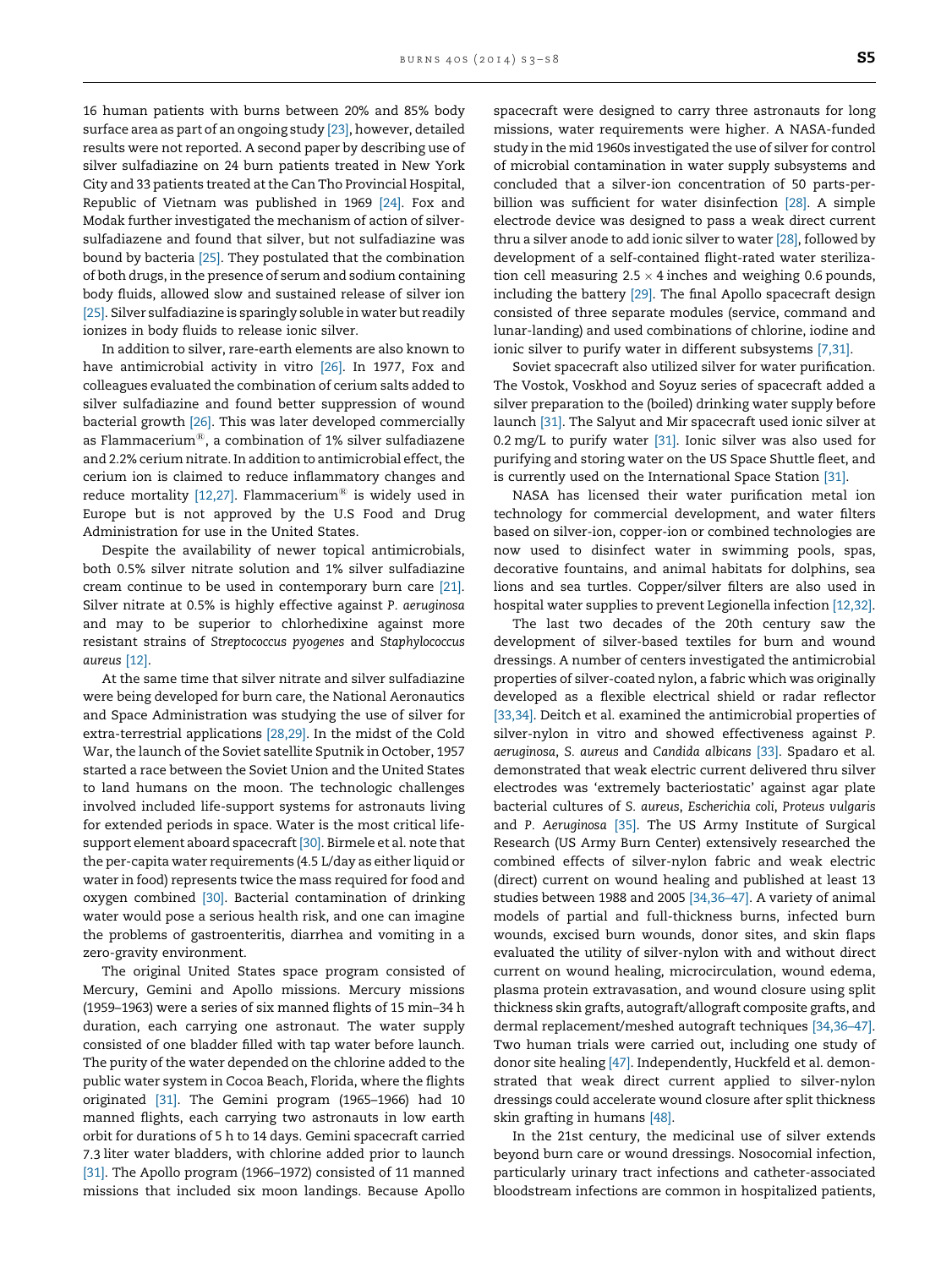16 human patients with burns between 20% and 85% body surface area as part of an ongoing study [23], however, detailed results were not reported. A second paper by describing use of silver sulfadiazine on 24 burn patients treated in New York City and 33 patients treated at the Can Tho Provincial Hospital, Republic of Vietnam was published in 1969 [24]. Fox and Modak further investigated the mechanism of action of silver-sulfadiazene and found that silver, but not sulfadiazine was bound by bacteria [25]. They postulated that the combination of both drugs, in the presence of serum and sodium containing body fluids, allowed slow and sustained release of silver ion [25]. Silver sulfadiazine is sparingly soluble in water but readily ionizes in body fluids to release ionic silver.

In addition to silver, rare-earth elements are also known to have antimicrobial activity in vitro [26]. In 1977, Fox and colleagues evaluated the combination of cerium salts added to silver sulfadiazine and found better suppression of wound bacterial growth [26]. This was later developed commercially as Flammacerium®, a combination of 1% silver sulfadiazene and 2.2% cerium nitrate. In addition to antimicrobial effect, the cerium ion is claimed to reduce inflammatory changes and reduce mortality [12,27]. Flammacerium® is widely used in Europe but is not approved by the U.S Food and Drug Administration for use in the United States.

Despite the availability of newer topical antimicrobials, both 0.5% silver nitrate solution and 1% silver sulfadiazine cream continue to be used in contemporary burn care [21]. Silver nitrate at 0.5% is highly effective against *P. aeruginosa* and may to be superior to chlorhedixine against more resistant strains of *Streptococcus pyogenes* and *Staphylococcus aureus* [12].

At the same time that silver nitrate and silver sulfadiazine were being developed for burn care, the National Aeronautics and Space Administration was studying the use of silver for extra-terrestrial applications [28,29]. In the midst of the Cold War, the launch of the Soviet satellite Sputnik in October, 1957 started a race between the Soviet Union and the United States to land humans on the moon. The technologic challenges involved included life-support systems for astronauts living for extended periods in space. Water is the most critical life-support element aboard spacecraft [30]. Birmele et al. note that the per-capita water requirements (4.5 L/day as either liquid or water in food) represents twice the mass required for food and oxygen combined [30]. Bacterial contamination of drinking water would pose a serious health risk, and one can imagine the problems of gastroenteritis, diarrhea and vomiting in a zero-gravity environment.

The original United States space program consisted of Mercury, Gemini and Apollo missions. Mercury missions (1959–1963) were a series of six manned flights of 15 min–34 h duration, each carrying one astronaut. The water supply consisted of one bladder filled with tap water before launch. The purity of the water depended on the chlorine added to the public water system in Cocoa Beach, Florida, where the flights originated [31]. The Gemini program (1965–1966) had 10 manned flights, each carrying two astronauts in low earth orbit for durations of 5 h to 14 days. Gemini spacecraft carried 7.3 liter water bladders, with chlorine added prior to launch [31]. The Apollo program (1966–1972) consisted of 11 manned missions that included six moon landings. Because Apollo spacecraft were designed to carry three astronauts for long missions, water requirements were higher. A NASA-funded study in the mid 1960s investigated the use of silver for control of microbial contamination in water supply subsystems and concluded that a silver-ion concentration of 50 parts-per-billion was sufficient for water disinfection [28]. A simple electrode device was designed to pass a weak direct current thru a silver anode to add ionic silver to water [28], followed by development of a self-contained flight-rated water sterilization cell measuring 2.5 × 4 inches and weighing 0.6 pounds, including the battery [29]. The final Apollo spacecraft design consisted of three separate modules (service, command and lunar-landing) and used combinations of chlorine, iodine and ionic silver to purify water in different subsystems [7,31].

Soviet spacecraft also utilized silver for water purification. The Vostok, Voskhod and Soyuz series of spacecraft added a silver preparation to the (boiled) drinking water supply before launch [31]. The Salyut and Mir spacecraft used ionic silver at 0.2 mg/L to purify water [31]. Ionic silver was also used for purifying and storing water on the US Space Shuttle fleet, and is currently used on the International Space Station [31].

NASA has licensed their water purification metal ion technology for commercial development, and water filters based on silver-ion, copper-ion or combined technologies are now used to disinfect water in swimming pools, spas, decorative fountains, and animal habitats for dolphins, sea lions and sea turtles. Copper/silver filters are also used in hospital water supplies to prevent Legionella infection [12,32].

The last two decades of the 20th century saw the development of silver-based textiles for burn and wound dressings. A number of centers investigated the antimicrobial properties of silver-coated nylon, a fabric which was originally developed as a flexible electrical shield or radar reflector [33,34]. Deitch et al. examined the antimicrobial properties of silver-nylon in vitro and showed effectiveness against *P. aeruginosa*, *S. aureus* and *Candida albicans* [33]. Spadaro et al. demonstrated that weak electric current delivered thru silver electrodes was 'extremely bacteriostatic' against agar plate bacterial cultures of *S. aureus*, *Escherichia coli*, *Proteus vulgaris* and *P. Aeruginosa* [35]. The US Army Institute of Surgical Research (US Army Burn Center) extensively researched the combined effects of silver-nylon fabric and weak electric (direct) current on wound healing and published at least 13 studies between 1988 and 2005 [34,36–47]. A variety of animal models of partial and full-thickness burns, infected burn wounds, excised burn wounds, donor sites, and skin flaps evaluated the utility of silver-nylon with and without direct current on wound healing, microcirculation, wound edema, plasma protein extravasation, and wound closure using split thickness skin grafts, autograft/allograft composite grafts, and dermal replacement/meshed autograft techniques [34,36–47]. Two human trials were carried out, including one study of donor site healing [47]. Independently, Huckfeld et al. demonstrated that weak direct current applied to silver-nylon dressings could accelerate wound closure after split thickness skin grafting in humans [48].

In the 21st century, the medicinal use of silver extends beyond burn care or wound dressings. Nosocomial infection, particularly urinary tract infections and catheter-associated bloodstream infections are common in hospitalized patients,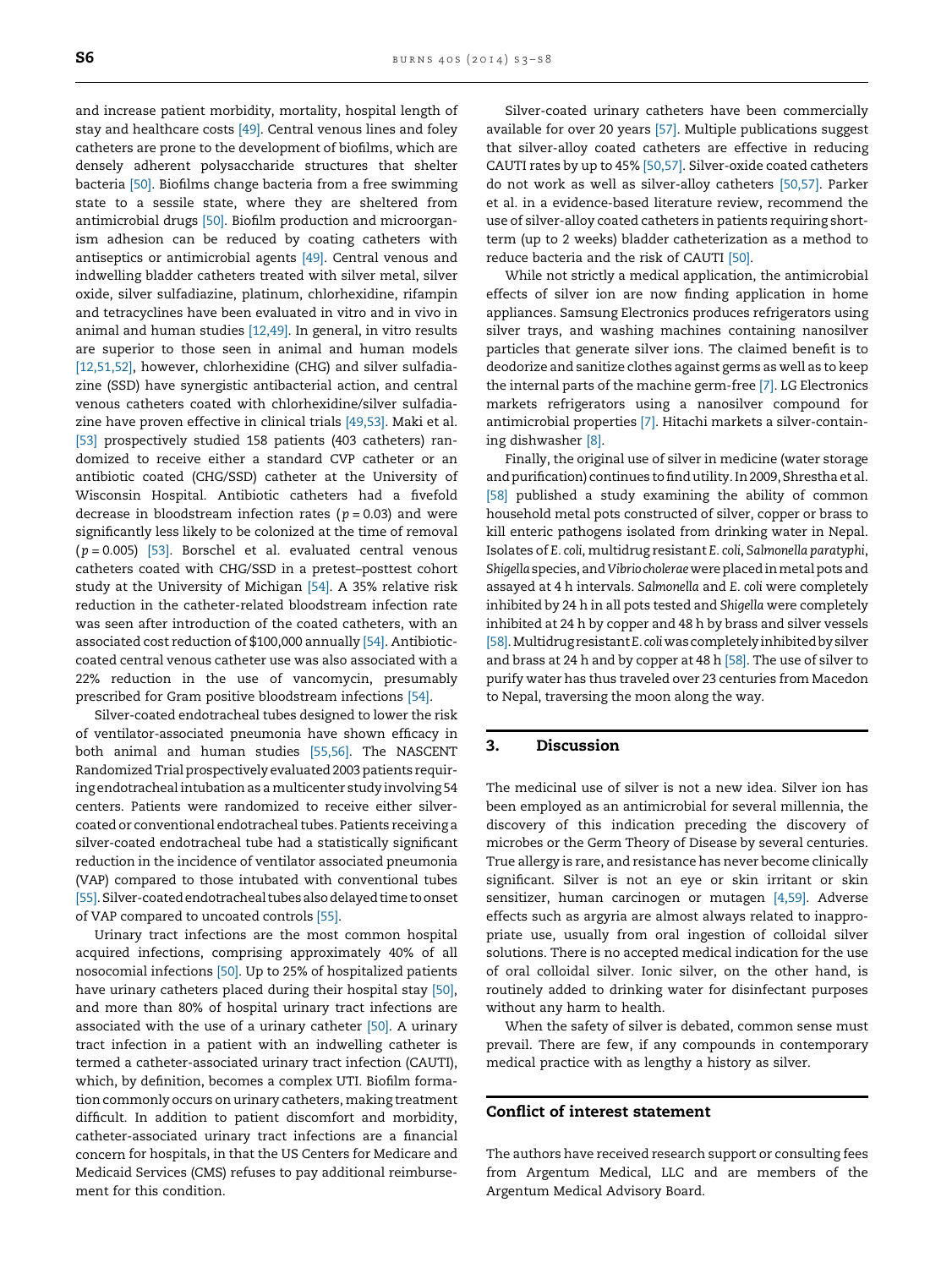and increase patient morbidity, mortality, hospital length of stay and healthcare costs [49]. Central venous lines and foley catheters are prone to the development of biofilms, which are densely adherent polysaccharide structures that shelter bacteria [50]. Biofilms change bacteria from a free swimming state to a sessile state, where they are sheltered from antimicrobial drugs [50]. Biofilm production and microorganism adhesion can be reduced by coating catheters with antiseptics or antimicrobial agents [49]. Central venous and indwelling bladder catheters treated with silver metal, silver oxide, silver sulfadiazine, platinum, chlorhexidine, rifampin and tetracyclines have been evaluated in vitro and in vivo in animal and human studies [12,49]. In general, in vitro results are superior to those seen in animal and human models [12,51,52], however, chlorhexidine (CHG) and silver sulfadiazine (SSD) have synergistic antibacterial action, and central venous catheters coated with chlorhexidine/silver sulfadiazine have proven effective in clinical trials [49,53]. Maki et al. [53] prospectively studied 158 patients (403 catheters) randomized to receive either a standard CVP catheter or an antibiotic coated (CHG/SSD) catheter at the University of Wisconsin Hospital. Antibiotic catheters had a fivefold decrease in bloodstream infection rates ($p = 0.03$) and were significantly less likely to be colonized at the time of removal ($p = 0.005$) [53]. Borschel et al. evaluated central venous catheters coated with CHG/SSD in a pretest–posttest cohort study at the University of Michigan [54]. A 35% relative risk reduction in the catheter-related bloodstream infection rate was seen after introduction of the coated catheters, with an associated cost reduction of $100,000 annually [54]. Antibiotic-coated central venous catheter use was also associated with a 22% reduction in the use of vancomycin, presumably prescribed for Gram positive bloodstream infections [54].

Silver-coated endotracheal tubes designed to lower the risk of ventilator-associated pneumonia have shown efficacy in both animal and human studies [55,56]. The NASCENT Randomized Trial prospectively evaluated 2003 patients requiring endotracheal intubation as a multicenter study involving 54 centers. Patients were randomized to receive either silver-coated or conventional endotracheal tubes. Patients receiving a silver-coated endotracheal tube had a statistically significant reduction in the incidence of ventilator associated pneumonia (VAP) compared to those intubated with conventional tubes [55]. Silver-coated endotracheal tubes also delayed time to onset of VAP compared to uncoated controls [55].

Urinary tract infections are the most common hospital acquired infections, comprising approximately 40% of all nosocomial infections [50]. Up to 25% of hospitalized patients have urinary catheters placed during their hospital stay [50], and more than 80% of hospital urinary tract infections are associated with the use of a urinary catheter [50]. A urinary tract infection in a patient with an indwelling catheter is termed a catheter-associated urinary tract infection (CAUTI), which, by definition, becomes a complex UTI. Biofilm formation commonly occurs on urinary catheters, making treatment difficult. In addition to patient discomfort and morbidity, catheter-associated urinary tract infections are a financial concern for hospitals, in that the US Centers for Medicare and Medicaid Services (CMS) refuses to pay additional reimbursement for this condition.

Silver-coated urinary catheters have been commercially available for over 20 years [57]. Multiple publications suggest that silver-alloy coated catheters are effective in reducing CAUTI rates by up to 45% [50,57]. Silver-oxide coated catheters do not work as well as silver-alloy catheters [50,57]. Parker et al. in a evidence-based literature review, recommend the use of silver-alloy coated catheters in patients requiring short-term (up to 2 weeks) bladder catheterization as a method to reduce bacteria and the risk of CAUTI [50].

While not strictly a medical application, the antimicrobial effects of silver ion are now finding application in home appliances. Samsung Electronics produces refrigerators using silver trays, and washing machines containing nanosilver particles that generate silver ions. The claimed benefit is to deodorize and sanitize clothes against germs as well as to keep the internal parts of the machine germ-free [7]. LG Electronics markets refrigerators using a nanosilver compound for antimicrobial properties [7]. Hitachi markets a silver-containing dishwasher [8].

Finally, the original use of silver in medicine (water storage and purification) continues to find utility. In 2009, Shrestha et al. [58] published a study examining the ability of common household metal pots constructed of silver, copper or brass to kill enteric pathogens isolated from drinking water in Nepal. Isolates of *E. coli*, multidrug resistant *E. coli*, *Salmonella paratyphi*, *Shigella* species, and *Vibrio cholerae* were placed in metal pots and assayed at 4 h intervals. *Salmonella* and *E. coli* were completely inhibited by 24 h in all pots tested and *Shigella* were completely inhibited at 24 h by copper and 48 h by brass and silver vessels [58]. Multidrug resistant *E. coli* was completely inhibited by silver and brass at 24 h and by copper at 48 h [58]. The use of silver to purify water has thus traveled over 23 centuries from Macedon to Nepal, traversing the moon along the way.

## 3. Discussion

The medicinal use of silver is not a new idea. Silver ion has been employed as an antimicrobial for several millennia, the discovery of this indication preceding the discovery of microbes or the Germ Theory of Disease by several centuries. True allergy is rare, and resistance has never become clinically significant. Silver is not an eye or skin irritant or skin sensitizer, human carcinogen or mutagen [4,59]. Adverse effects such as argyria are almost always related to inappropriate use, usually from oral ingestion of colloidal silver solutions. There is no accepted medical indication for the use of oral colloidal silver. Ionic silver, on the other hand, is routinely added to drinking water for disinfectant purposes without any harm to health.

When the safety of silver is debated, common sense must prevail. There are few, if any compounds in contemporary medical practice with as lengthy a history as silver.

## Conflict of interest statement

The authors have received research support or consulting fees from Argentum Medical, LLC and are members of the Argentum Medical Advisory Board.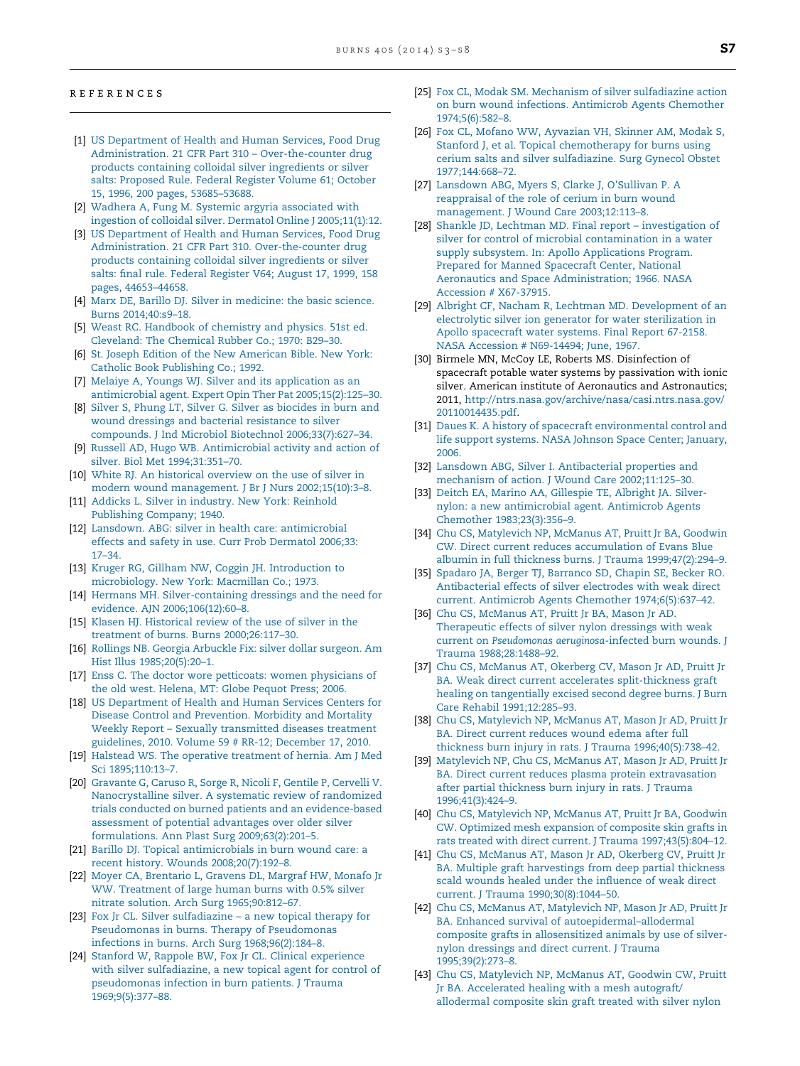## REFERENCES

[1] US Department of Health and Human Services, Food Drug Administration. 21 CFR Part 310 – Over-the-counter drug products containing colloidal silver ingredients or silver salts: Proposed Rule. Federal Register Volume 61; October 15, 1996, 200 pages, 53685–53688.

[2] Wadhera A, Fung M. Systemic argyria associated with ingestion of colloidal silver. Dermatol Online J 2005;11(1):12.

[3] US Department of Health and Human Services, Food Drug Administration. 21 CFR Part 310. Over-the-counter drug products containing colloidal silver ingredients or silver salts: final rule. Federal Register V64; August 17, 1999, 158 pages, 44653–44658.

[4] Marx DE, Barillo DJ. Silver in medicine: the basic science. Burns 2014;40:s9–18.

[5] Weast RC. Handbook of chemistry and physics. 51st ed. Cleveland: The Chemical Rubber Co.; 1970: B29–30.

[6] St. Joseph Edition of the New American Bible. New York: Catholic Book Publishing Co.; 1992.

[7] Melaiye A, Youngs WJ. Silver and its application as an antimicrobial agent. Expert Opin Ther Pat 2005;15(2):125–30.

[8] Silver S, Phung LT, Silver G. Silver as biocides in burn and wound dressings and bacterial resistance to silver compounds. J Ind Microbiol Biotechnol 2006;33(7):627–34.

[9] Russell AD, Hugo WB. Antimicrobial activity and action of silver. Biol Met 1994;31:351–70.

[10] White RJ. An historical overview on the use of silver in modern wound management. J Br J Nurs 2002;15(10):3–8.

[11] Addicks L. Silver in industry. New York: Reinhold Publishing Company; 1940.

[12] Lansdown. ABG: silver in health care: antimicrobial effects and safety in use. Curr Prob Dermatol 2006;33: 17–34.

[13] Kruger RG, Gillham NW, Coggin JH. Introduction to microbiology. New York: Macmillan Co.; 1973.

[14] Hermans MH. Silver-containing dressings and the need for evidence. AJN 2006;106(12):60–8.

[15] Klasen HJ. Historical review of the use of silver in the treatment of burns. Burns 2000;26:117–30.

[16] Rollings NB. Georgia Arbuckle Fix: silver dollar surgeon. Am Hist Illus 1985;20(5):20–1.

[17] Enss C. The doctor wore petticoats: women physicians of the old west. Helena, MT: Globe Pequot Press; 2006.

[18] US Department of Health and Human Services Centers for Disease Control and Prevention. Morbidity and Mortality Weekly Report – Sexually transmitted diseases treatment guidelines, 2010. Volume 59 # RR-12; December 17, 2010.

[19] Halstead WS. The operative treatment of hernia. Am J Med Sci 1895;110:13–7.

[20] Gravante G, Caruso R, Sorge R, Nicoli F, Gentile P, Cervelli V. Nanocrystalline silver. A systematic review of randomized trials conducted on burned patients and an evidence-based assessment of potential advantages over older silver formulations. Ann Plast Surg 2009;63(2):201–5.

[21] Barillo DJ. Topical antimicrobials in burn wound care: a recent history. Wounds 2008;20(7):192–8.

[22] Moyer CA, Brentario L, Gravens DL, Margraf HW, Monafo Jr WW. Treatment of large human burns with 0.5% silver nitrate solution. Arch Surg 1965;90:812–67.

[23] Fox Jr CL. Silver sulfadiazine – a new topical therapy for Pseudomonas in burns. Therapy of Pseudomonas infections in burns. Arch Surg 1968;96(2):184–8.

[24] Stanford W, Rappole BW, Fox Jr CL. Clinical experience with silver sulfadiazine, a new topical agent for control of pseudomonas infection in burn patients. J Trauma 1969;9(5):377–88.

[25] Fox CL, Modak SM. Mechanism of silver sulfadiazine action on burn wound infections. Antimicrob Agents Chemother 1974;5(6):582–8.

[26] Fox CL, Mofano WW, Ayvazian VH, Skinner AM, Modak S, Stanford J, et al. Topical chemotherapy for burns using cerium salts and silver sulfadiazine. Surg Gynecol Obstet 1977;144:668–72.

[27] Lansdown ABG, Myers S, Clarke J, O'Sullivan P. A reappraisal of the role of cerium in burn wound management. J Wound Care 2003;12:113–8.

[28] Shankle JD, Lechtman MD. Final report – investigation of silver for control of microbial contamination in a water supply subsystem. In: Apollo Applications Program. Prepared for Manned Spacecraft Center, National Aeronautics and Space Administration; 1966. NASA Accession # X67-37915.

[29] Albright CF, Nacham R, Lechtman MD. Development of an electrolytic silver ion generator for water sterilization in Apollo spacecraft water systems. Final Report 67-2158. NASA Accession # N69-14494; June, 1967.

[30] Birmele MN, McCoy LE, Roberts MS. Disinfection of spacecraft potable water systems by passivation with ionic silver. American institute of Aeronautics and Astronautics; 2011, http://ntrs.nasa.gov/archive/nasa/casi.ntrs.nasa.gov/20110014435.pdf.

[31] Daues K. A history of spacecraft environmental control and life support systems. NASA Johnson Space Center; January, 2006.

[32] Lansdown ABG, Silver I. Antibacterial properties and mechanism of action. J Wound Care 2002;11:125–30.

[33] Deitch EA, Marino AA, Gillespie TE, Albright JA. Silver-nylon: a new antimicrobial agent. Antimicrob Agents Chemother 1983;23(3):356–9.

[34] Chu CS, Matylevich NP, McManus AT, Pruitt Jr BA, Goodwin CW. Direct current reduces accumulation of Evans Blue albumin in full thickness burns. J Trauma 1999;47(2):294–9.

[35] Spadaro JA, Berger TJ, Barranco SD, Chapin SE, Becker RO. Antibacterial effects of silver electrodes with weak direct current. Antimicrob Agents Chemother 1974;6(5):637–42.

[36] Chu CS, McManus AT, Pruitt Jr BA, Mason Jr AD. Therapeutic effects of silver nylon dressings with weak current on *Pseudomonas aeruginosa*-infected burn wounds. J Trauma 1988;28:1488–92.

[37] Chu CS, McManus AT, Okerberg CV, Mason Jr AD, Pruitt Jr BA. Weak direct current accelerates split-thickness graft healing on tangentially excised second degree burns. J Burn Care Rehabil 1991;12:285–93.

[38] Chu CS, Matylevich NP, McManus AT, Mason Jr AD, Pruitt Jr BA. Direct current reduces wound edema after full thickness burn injury in rats. J Trauma 1996;40(5):738–42.

[39] Matylevich NP, Chu CS, McManus AT, Mason Jr AD, Pruitt Jr BA. Direct current reduces plasma protein extravasation after partial thickness burn injury in rats. J Trauma 1996;41(3):424–9.

[40] Chu CS, Matylevich NP, McManus AT, Pruitt Jr BA, Goodwin CW. Optimized mesh expansion of composite skin grafts in rats treated with direct current. J Trauma 1997;43(5):804–12.

[41] Chu CS, McManus AT, Mason Jr AD, Okerberg CV, Pruitt Jr BA. Multiple graft harvestings from deep partial thickness scald wounds healed under the influence of weak direct current. J Trauma 1990;30(8):1044–50.

[42] Chu CS, McManus AT, Matylevich NP, Mason Jr AD, Pruitt Jr BA. Enhanced survival of autoepidermal–allodermal composite grafts in allosensitized animals by use of silver-nylon dressings and direct current. J Trauma 1995;39(2):273–8.

[43] Chu CS, Matylevich NP, McManus AT, Goodwin CW, Pruitt Jr BA. Accelerated healing with a mesh autograft/ allodermal composite skin graft treated with silver nylon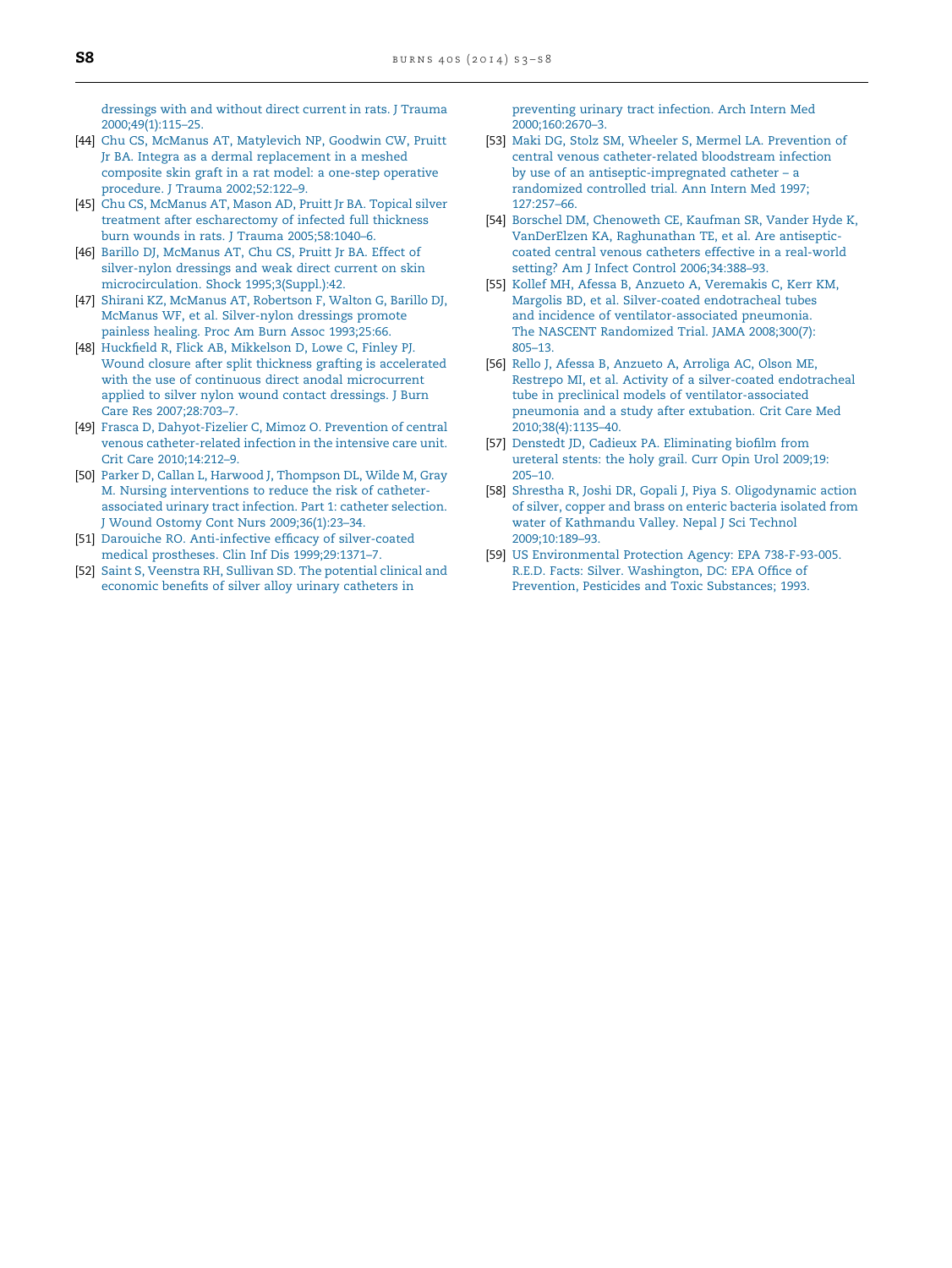dressings with and without direct current in rats. J Trauma 2000;49(1):115–25.

[44] Chu CS, McManus AT, Matylevich NP, Goodwin CW, Pruitt Jr BA. Integra as a dermal replacement in a meshed composite skin graft in a rat model: a one-step operative procedure. J Trauma 2002;52:122–9.

[45] Chu CS, McManus AT, Mason AD, Pruitt Jr BA. Topical silver treatment after escharectomy of infected full thickness burn wounds in rats. J Trauma 2005;58:1040–6.

[46] Barillo DJ, McManus AT, Chu CS, Pruitt Jr BA. Effect of silver-nylon dressings and weak direct current on skin microcirculation. Shock 1995;3(Suppl.):42.

[47] Shirani KZ, McManus AT, Robertson F, Walton G, Barillo DJ, McManus WF, et al. Silver-nylon dressings promote painless healing. Proc Am Burn Assoc 1993;25:66.

[48] Huckfield R, Flick AB, Mikkelson D, Lowe C, Finley PJ. Wound closure after split thickness grafting is accelerated with the use of continuous direct anodal microcurrent applied to silver nylon wound contact dressings. J Burn Care Res 2007;28:703–7.

[49] Frasca D, Dahyot-Fizelier C, Mimoz O. Prevention of central venous catheter-related infection in the intensive care unit. Crit Care 2010;14:212–9.

[50] Parker D, Callan L, Harwood J, Thompson DL, Wilde M, Gray M. Nursing interventions to reduce the risk of catheter-associated urinary tract infection. Part 1: catheter selection. J Wound Ostomy Cont Nurs 2009;36(1):23–34.

[51] Darouiche RO. Anti-infective efficacy of silver-coated medical prostheses. Clin Inf Dis 1999;29:1371–7.

[52] Saint S, Veenstra RH, Sullivan SD. The potential clinical and economic benefits of silver alloy urinary catheters in preventing urinary tract infection. Arch Intern Med 2000;160:2670–3.

[53] Maki DG, Stolz SM, Wheeler S, Mermel LA. Prevention of central venous catheter-related bloodstream infection by use of an antiseptic-impregnated catheter – a randomized controlled trial. Ann Intern Med 1997; 127:257–66.

[54] Borschel DM, Chenoweth CE, Kaufman SR, Vander Hyde K, VanDerElzen KA, Raghunathan TE, et al. Are antiseptic-coated central venous catheters effective in a real-world setting? Am J Infect Control 2006;34:388–93.

[55] Kollef MH, Afessa B, Anzueto A, Veremakis C, Kerr KM, Margolis BD, et al. Silver-coated endotracheal tubes and incidence of ventilator-associated pneumonia. The NASCENT Randomized Trial. JAMA 2008;300(7): 805–13.

[56] Rello J, Afessa B, Anzueto A, Arroliga AC, Olson ME, Restrepo MI, et al. Activity of a silver-coated endotracheal tube in preclinical models of ventilator-associated pneumonia and a study after extubation. Crit Care Med 2010;38(4):1135–40.

[57] Denstedt JD, Cadieux PA. Eliminating biofilm from ureteral stents: the holy grail. Curr Opin Urol 2009;19: 205–10.

[58] Shrestha R, Joshi DR, Gopali J, Piya S. Oligodynamic action of silver, copper and brass on enteric bacteria isolated from water of Kathmandu Valley. Nepal J Sci Technol 2009;10:189–93.

[59] US Environmental Protection Agency: EPA 738-F-93-005. R.E.D. Facts: Silver. Washington, DC: EPA Office of Prevention, Pesticides and Toxic Substances; 1993.